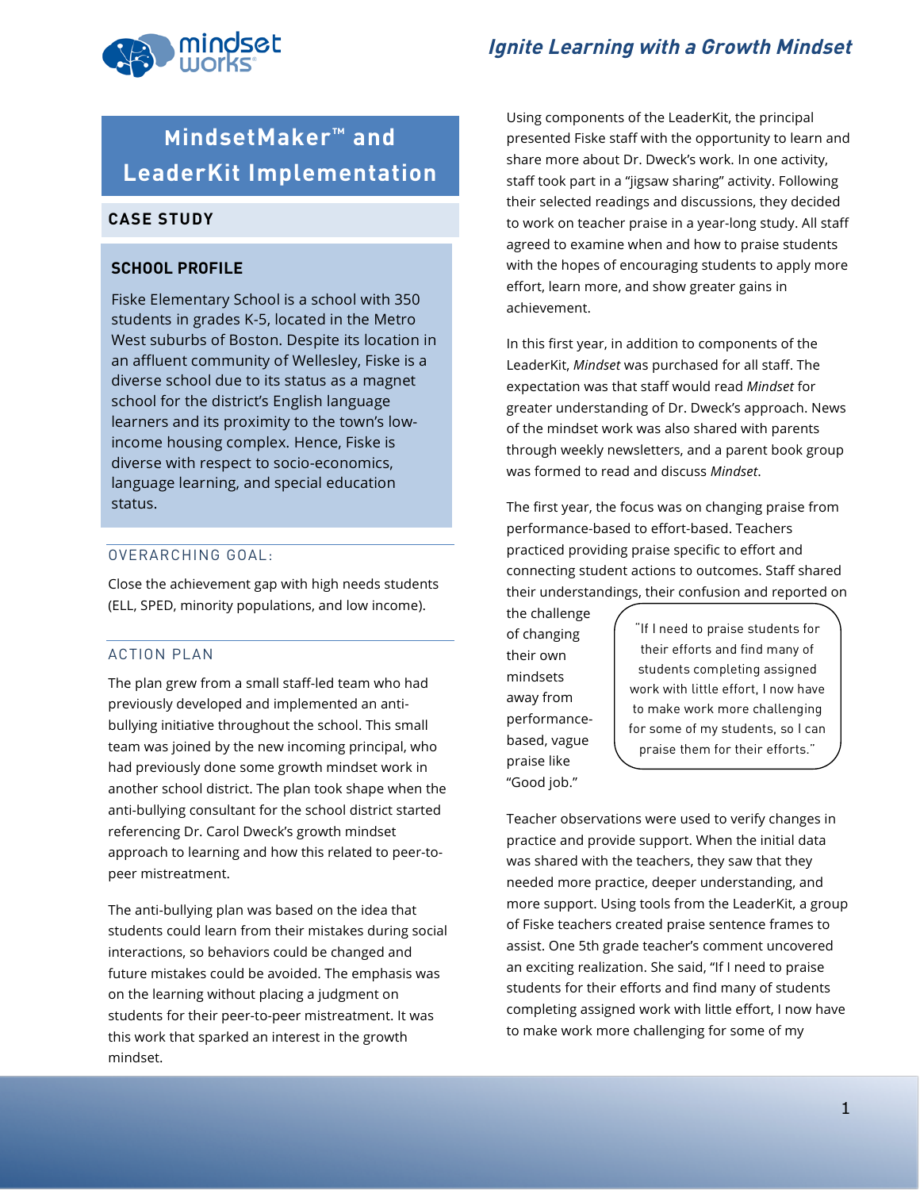# MindsetMaker™ and LeaderKit Implementation

## CASE STUDY

### SCHOOL PROFILE

Fiske Elementary School is a school with 350 students in grades K-5, located in the Metro West suburbs of Boston. Despite its location in an affluent community of Wellesley, Fiske is a diverse school due to its status as a magnet school for the district's English language learners and its proximity to the town's low-income housing complex. Hence, Fiske is diverse with respect to socio-economics, language learning, and special education status.

### OVERARCHING GOAL:

Close the achievement gap with high needs students (ELL, SPED, minority populations, and low income).

### ACTION PLAN

The plan grew from a small staff-led team who had previously developed and implemented an anti-bullying initiative throughout the school. This small team was joined by the new incoming principal, who had previously done some growth mindset work in another school district. The plan took shape when the anti-bullying consultant for the school district started referencing Dr. Carol Dweck's growth mindset approach to learning and how this related to peer-to-peer mistreatment.

The anti-bullying plan was based on the idea that students could learn from their mistakes during social interactions, so behaviors could be changed and future mistakes could be avoided. The emphasis was on the learning without placing a judgment on students for their peer-to-peer mistreatment. It was this work that sparked an interest in the growth mindset.

Using components of the LeaderKit, the principal presented Fiske staff with the opportunity to learn and share more about Dr. Dweck's work. In one activity, staff took part in a "jigsaw sharing" activity. Following their selected readings and discussions, they decided to work on teacher praise in a year-long study. All staff agreed to examine when and how to praise students with the hopes of encouraging students to apply more effort, learn more, and show greater gains in achievement.

In this first year, in addition to components of the LeaderKit, *Mindset* was purchased for all staff. The expectation was that staff would read *Mindset* for greater understanding of Dr. Dweck's approach. News of the mindset work was also shared with parents through weekly newsletters, and a parent book group was formed to read and discuss *Mindset*.

The first year, the focus was on changing praise from performance-based to effort-based. Teachers practiced providing praise specific to effort and connecting student actions to outcomes. Staff shared their understandings, their confusion and reported on the challenge of changing their own mindsets away from performance-based, vague praise like "Good job."

> "If I need to praise students for their efforts and find many of students completing assigned work with little effort, I now have to make work more challenging for some of my students, so I can praise them for their efforts."

Teacher observations were used to verify changes in practice and provide support. When the initial data was shared with the teachers, they saw that they needed more practice, deeper understanding, and more support. Using tools from the LeaderKit, a group of Fiske teachers created praise sentence frames to assist. One 5th grade teacher's comment uncovered an exciting realization. She said, "If I need to praise students for their efforts and find many of students completing assigned work with little effort, I now have to make work more challenging for some of my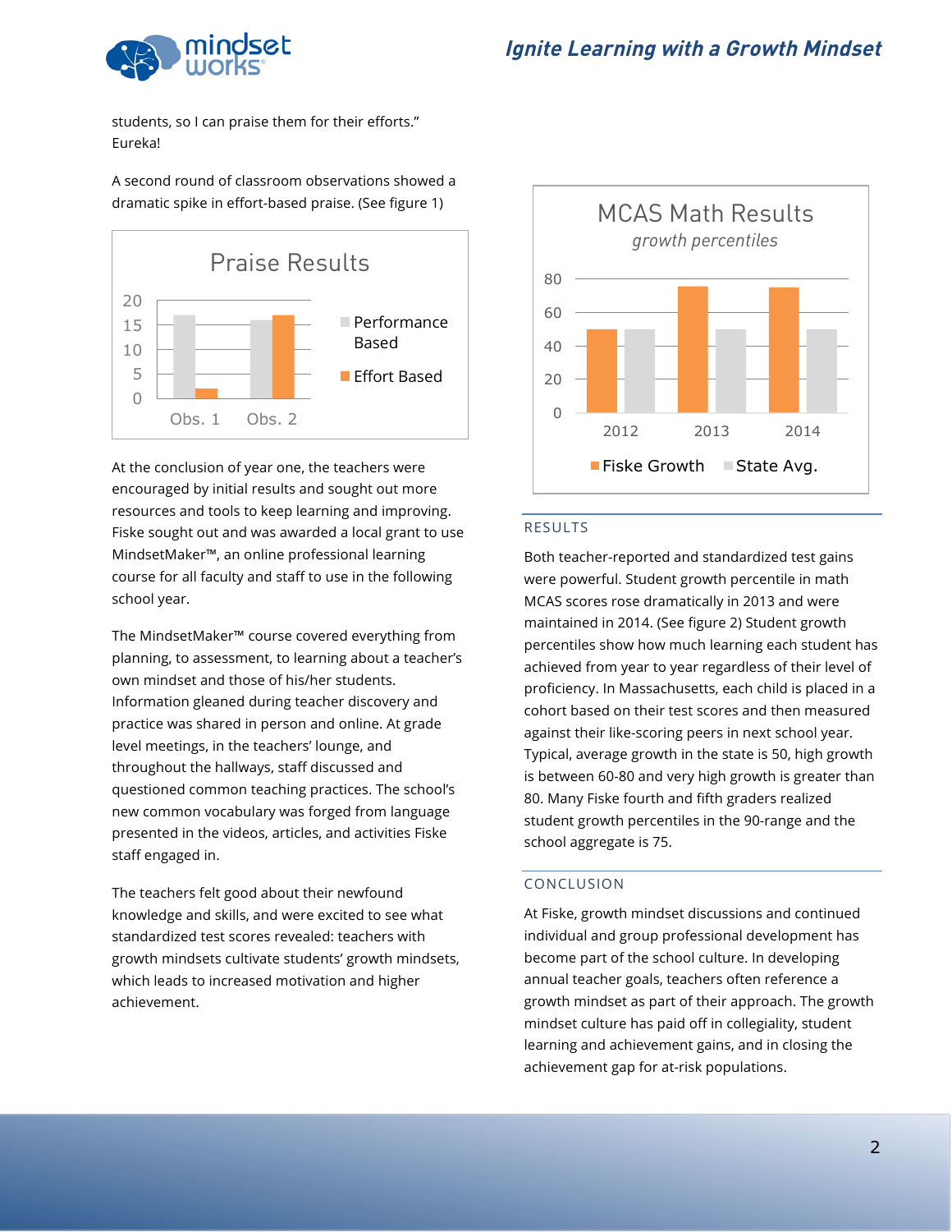students, so I can praise them for their efforts." Eureka!

A second round of classroom observations showed a dramatic spike in effort-based praise. (See figure 1)

Praise Results

At the conclusion of year one, the teachers were encouraged by initial results and sought out more resources and tools to keep learning and improving. Fiske sought out and was awarded a local grant to use MindsetMaker™, an online professional learning course for all faculty and staff to use in the following school year.

The MindsetMaker™ course covered everything from planning, to assessment, to learning about a teacher's own mindset and those of his/her students. Information gleaned during teacher discovery and practice was shared in person and online. At grade level meetings, in the teachers' lounge, and throughout the hallways, staff discussed and questioned common teaching practices. The school's new common vocabulary was forged from language presented in the videos, articles, and activities Fiske staff engaged in.

The teachers felt good about their newfound knowledge and skills, and were excited to see what standardized test scores revealed: teachers with growth mindsets cultivate students' growth mindsets, which leads to increased motivation and higher achievement.

MCAS Math Results

*growth percentiles*

## RESULTS

Both teacher-reported and standardized test gains were powerful. Student growth percentile in math MCAS scores rose dramatically in 2013 and were maintained in 2014. (See figure 2) Student growth percentiles show how much learning each student has achieved from year to year regardless of their level of proficiency. In Massachusetts, each child is placed in a cohort based on their test scores and then measured against their like-scoring peers in next school year. Typical, average growth in the state is 50, high growth is between 60-80 and very high growth is greater than 80. Many Fiske fourth and fifth graders realized student growth percentiles in the 90-range and the school aggregate is 75.

## CONCLUSION

At Fiske, growth mindset discussions and continued individual and group professional development has become part of the school culture. In developing annual teacher goals, teachers often reference a growth mindset as part of their approach. The growth mindset culture has paid off in collegiality, student learning and achievement gains, and in closing the achievement gap for at-risk populations.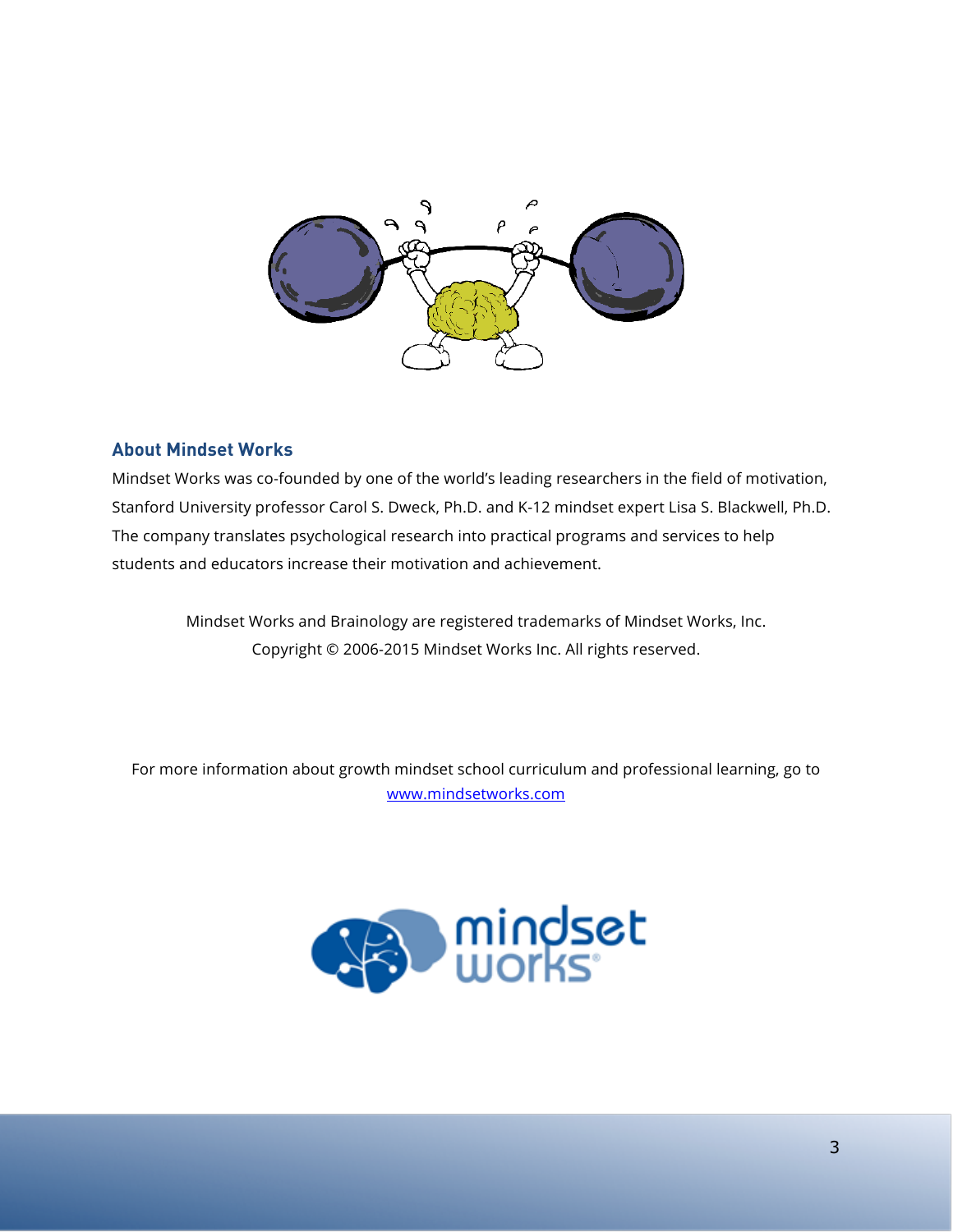## About Mindset Works

Mindset Works was co-founded by one of the world's leading researchers in the field of motivation, Stanford University professor Carol S. Dweck, Ph.D. and K-12 mindset expert Lisa S. Blackwell, Ph.D. The company translates psychological research into practical programs and services to help students and educators increase their motivation and achievement.

Mindset Works and Brainology are registered trademarks of Mindset Works, Inc.
Copyright © 2006-2015 Mindset Works Inc. All rights reserved.

For more information about growth mindset school curriculum and professional learning, go to [www.mindsetworks.com](http://www.mindsetworks.com)

mindset works®